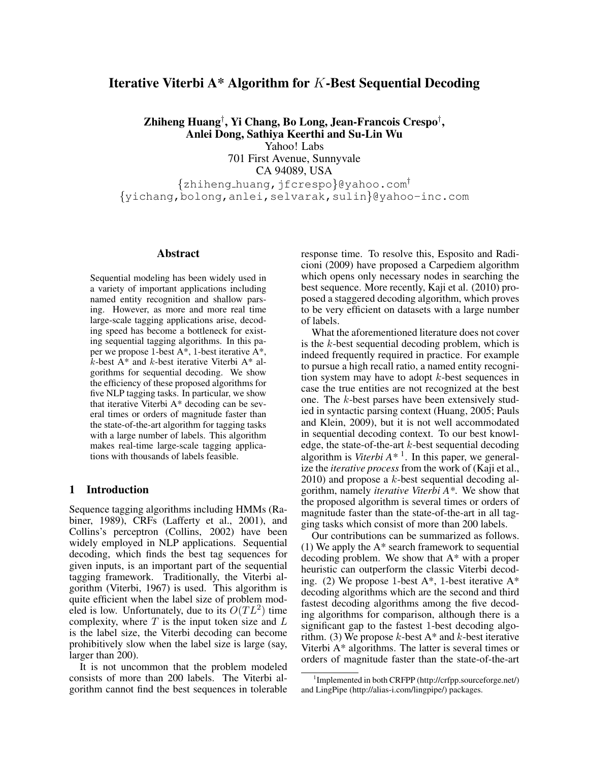# Iterative Viterbi A* Algorithm for $K$-Best Sequential Decoding

**Zhiheng Huang[†], Yi Chang, Bo Long, Jean-Francois Crespo[†], Anlei Dong, Sathiya Keerthi and Su-Lin Wu**

Yahoo! Labs
701 First Avenue, Sunnyvale
CA 94089, USA

{zhiheng_huang,jfcrespo}@yahoo.com[†]
{yichang,bolong,anlei,selvarak,sulin}@yahoo-inc.com

## Abstract

Sequential modeling has been widely used in a variety of important applications including named entity recognition and shallow parsing. However, as more and more real time large-scale tagging applications arise, decoding speed has become a bottleneck for existing sequential tagging algorithms. In this paper we propose 1-best A*, 1-best iterative A*, $k$-best A* and $k$-best iterative Viterbi A* algorithms for sequential decoding. We show the efficiency of these proposed algorithms for five NLP tagging tasks. In particular, we show that iterative Viterbi A* decoding can be several times or orders of magnitude faster than the state-of-the-art algorithm for tagging tasks with a large number of labels. This algorithm makes real-time large-scale tagging applications with thousands of labels feasible.

## 1 Introduction

Sequence tagging algorithms including HMMs (Rabiner, 1989), CRFs (Lafferty et al., 2001), and Collins's perceptron (Collins, 2002) have been widely employed in NLP applications. Sequential decoding, which finds the best tag sequences for given inputs, is an important part of the sequential tagging framework. Traditionally, the Viterbi algorithm (Viterbi, 1967) is used. This algorithm is quite efficient when the label size of problem modeled is low. Unfortunately, due to its $O(TL^2)$ time complexity, where $T$ is the input token size and $L$ is the label size, the Viterbi decoding can become prohibitively slow when the label size is large (say, larger than 200).

It is not uncommon that the problem modeled consists of more than 200 labels. The Viterbi algorithm cannot find the best sequences in tolerable response time. To resolve this, Esposito and Radicioni (2009) have proposed a Carpediem algorithm which opens only necessary nodes in searching the best sequence. More recently, Kaji et al. (2010) proposed a staggered decoding algorithm, which proves to be very efficient on datasets with a large number of labels.

What the aforementioned literature does not cover is the $k$-best sequential decoding problem, which is indeed frequently required in practice. For example to pursue a high recall ratio, a named entity recognition system may have to adopt $k$-best sequences in case the true entities are not recognized at the best one. The $k$-best parses have been extensively studied in syntactic parsing context (Huang, 2005; Pauls and Klein, 2009), but it is not well accommodated in sequential decoding context. To our best knowledge, the state-of-the-art $k$-best sequential decoding algorithm is *Viterbi A**[1]. In this paper, we generalize the *iterative process* from the work of (Kaji et al., 2010) and propose a $k$-best sequential decoding algorithm, namely *iterative Viterbi A**. We show that the proposed algorithm is several times or orders of magnitude faster than the state-of-the-art in all tagging tasks which consist of more than 200 labels.

Our contributions can be summarized as follows. (1) We apply the A* search framework to sequential decoding problem. We show that A* with a proper heuristic can outperform the classic Viterbi decoding. (2) We propose 1-best A*, 1-best iterative A* decoding algorithms which are the second and third fastest decoding algorithms among the five decoding algorithms for comparison, although there is a significant gap to the fastest 1-best decoding algorithm. (3) We propose $k$-best A* and $k$-best iterative Viterbi A* algorithms. The latter is several times or orders of magnitude faster than the state-of-the-art

[1] Implemented in both CRFPP (http://crfpp.sourceforge.net/) and LingPipe (http://alias-i.com/lingpipe/) packages.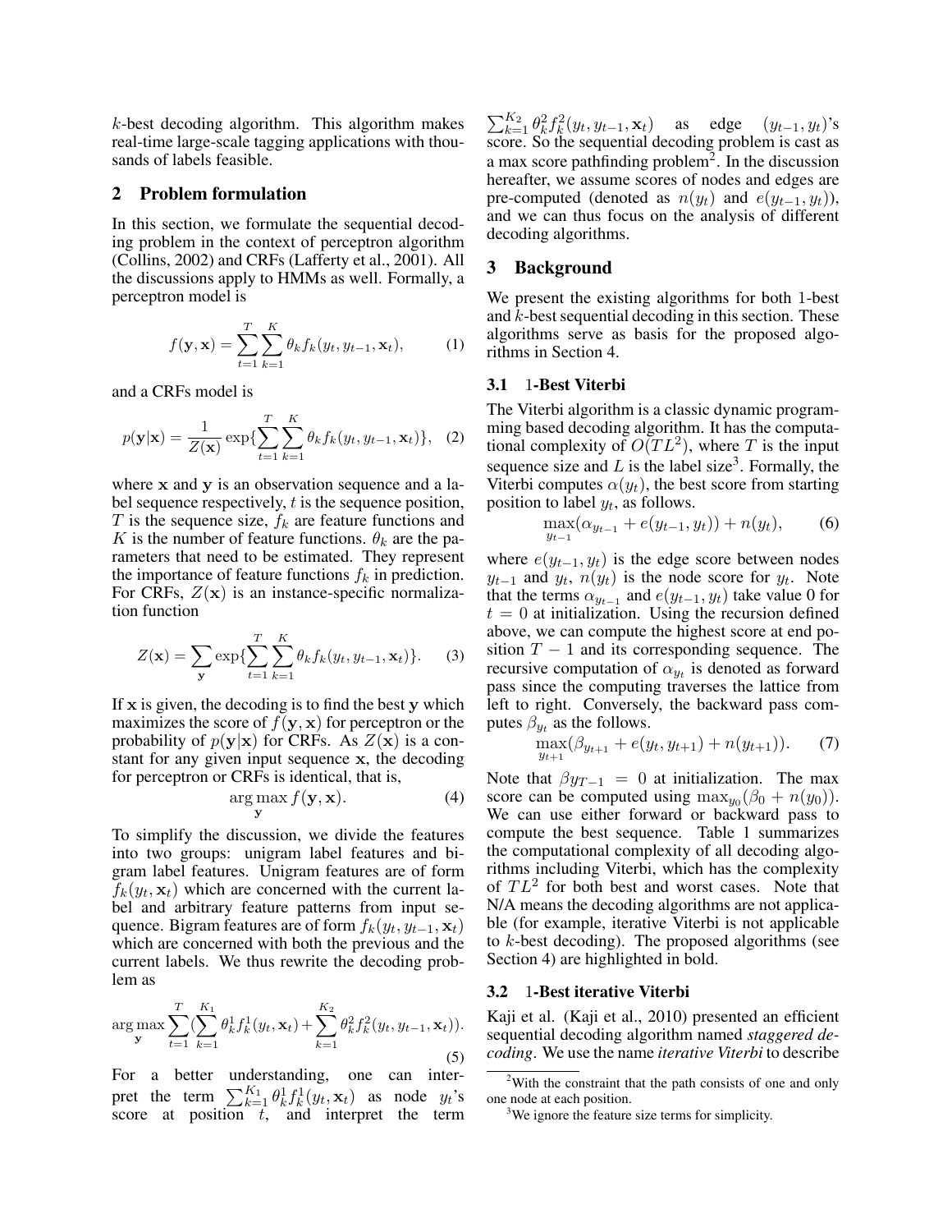$k$-best decoding algorithm. This algorithm makes real-time large-scale tagging applications with thousands of labels feasible.

## 2 Problem formulation

In this section, we formulate the sequential decoding problem in the context of perceptron algorithm (Collins, 2002) and CRFs (Lafferty et al., 2001). All the discussions apply to HMMs as well. Formally, a perceptron model is

$$f(\mathbf{y}, \mathbf{x}) = \sum_{t=1}^{T} \sum_{k=1}^{K} \theta_k f_k(y_t, y_{t-1}, \mathbf{x}_t), \tag{1}$$

and a CRFs model is

$$p(\mathbf{y}|\mathbf{x}) = \frac{1}{Z(\mathbf{x})} \exp\{\sum_{t=1}^{T} \sum_{k=1}^{K} \theta_k f_k(y_t, y_{t-1}, \mathbf{x}_t)\}, \tag{2}$$

where $\mathbf{x}$ and $\mathbf{y}$ is an observation sequence and a label sequence respectively, $t$ is the sequence position, $T$ is the sequence size, $f_k$ are feature functions and $K$ is the number of feature functions. $\theta_k$ are the parameters that need to be estimated. They represent the importance of feature functions $f_k$ in prediction. For CRFs, $Z(\mathbf{x})$ is an instance-specific normalization function

$$Z(\mathbf{x}) = \sum_{\mathbf{y}} \exp\{\sum_{t=1}^{T} \sum_{k=1}^{K} \theta_k f_k(y_t, y_{t-1}, \mathbf{x}_t)\}. \tag{3}$$

If $\mathbf{x}$ is given, the decoding is to find the best $\mathbf{y}$ which maximizes the score of $f(\mathbf{y}, \mathbf{x})$ for perceptron or the probability of $p(\mathbf{y}|\mathbf{x})$ for CRFs. As $Z(\mathbf{x})$ is a constant for any given input sequence $\mathbf{x}$, the decoding for perceptron or CRFs is identical, that is,

$$\arg\max_{\mathbf{y}} f(\mathbf{y}, \mathbf{x}). \tag{4}$$

To simplify the discussion, we divide the features into two groups: unigram label features and bigram label features. Unigram features are of form $f_k(y_t, \mathbf{x}_t)$ which are concerned with the current label and arbitrary feature patterns from input sequence. Bigram features are of form $f_k(y_t, y_{t-1}, \mathbf{x}_t)$ which are concerned with both the previous and the current labels. We thus rewrite the decoding problem as

$$\arg\max_{\mathbf{y}} \sum_{t=1}^{T} (\sum_{k=1}^{K_1} \theta_k^1 f_k^1(y_t, \mathbf{x}_t) + \sum_{k=1}^{K_2} \theta_k^2 f_k^2(y_t, y_{t-1}, \mathbf{x}_t)). \tag{5}$$

For a better understanding, one can interpret the term $\sum_{k=1}^{K_1} \theta_k^1 f_k^1(y_t, \mathbf{x}_t)$ as node $y_t$'s score at position $t$, and interpret the term $\sum_{k=1}^{K_2} \theta_k^2 f_k^2(y_t, y_{t-1}, \mathbf{x}_t)$ as edge $(y_{t-1}, y_t)$'s score. So the sequential decoding problem is cast as a max score pathfinding problem[2]. In the discussion hereafter, we assume scores of nodes and edges are pre-computed (denoted as $n(y_t)$ and $e(y_{t-1}, y_t)$), and we can thus focus on the analysis of different decoding algorithms.

## 3 Background

We present the existing algorithms for both 1-best and $k$-best sequential decoding in this section. These algorithms serve as basis for the proposed algorithms in Section 4.

### 3.1 1-Best Viterbi

The Viterbi algorithm is a classic dynamic programming based decoding algorithm. It has the computational complexity of $O(TL^2)$, where $T$ is the input sequence size and $L$ is the label size[3]. Formally, the Viterbi computes $\alpha(y_t)$, the best score from starting position to label $y_t$, as follows.

$$\max_{y_{t-1}} (\alpha_{y_{t-1}} + e(y_{t-1}, y_t)) + n(y_t), \tag{6}$$

where $e(y_{t-1}, y_t)$ is the edge score between nodes $y_{t-1}$ and $y_t$, $n(y_t)$ is the node score for $y_t$. Note that the terms $\alpha_{y_{t-1}}$ and $e(y_{t-1}, y_t)$ take value 0 for $t = 0$ at initialization. Using the recursion defined above, we can compute the highest score at end position $T - 1$ and its corresponding sequence. The recursive computation of $\alpha_{y_t}$ is denoted as forward pass since the computing traverses the lattice from left to right. Conversely, the backward pass computes $\beta_{y_t}$ as the follows.

$$\max_{y_{t+1}} (\beta_{y_{t+1}} + e(y_t, y_{t+1}) + n(y_{t+1})). \tag{7}$$

Note that $\beta y_{T-1} = 0$ at initialization. The max score can be computed using $\max_{y_0}(\beta_0 + n(y_0))$. We can use either forward or backward pass to compute the best sequence. Table 1 summarizes the computational complexity of all decoding algorithms including Viterbi, which has the complexity of $TL^2$ for both best and worst cases. Note that N/A means the decoding algorithms are not applicable (for example, iterative Viterbi is not applicable to $k$-best decoding). The proposed algorithms (see Section 4) are highlighted in bold.

### 3.2 1-Best iterative Viterbi

Kaji et al. (Kaji et al., 2010) presented an efficient sequential decoding algorithm named *staggered decoding*. We use the name *iterative Viterbi* to describe

[2] With the constraint that the path consists of one and only one node at each position.

[3] We ignore the feature size terms for simplicity.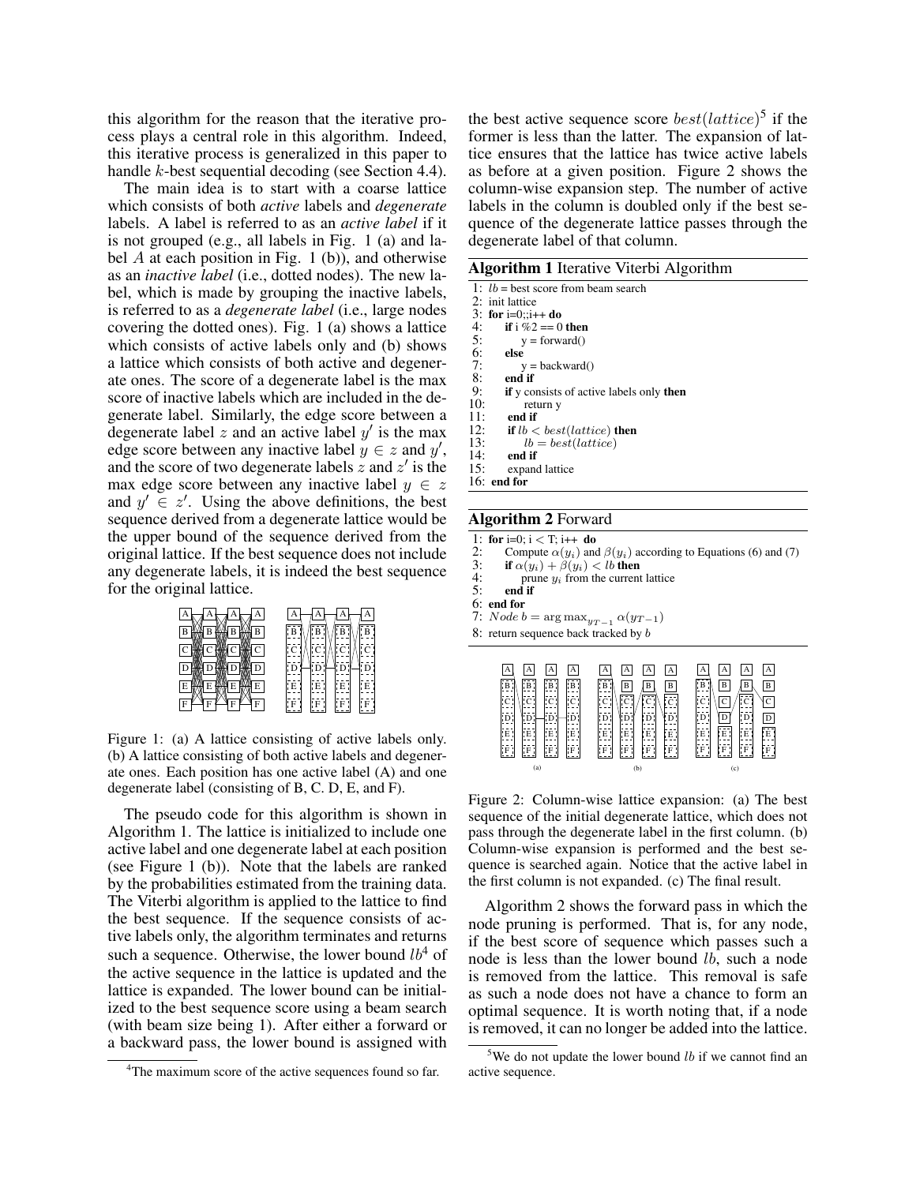this algorithm for the reason that the iterative process plays a central role in this algorithm. Indeed, this iterative process is generalized in this paper to handle $k$-best sequential decoding (see Section 4.4).

The main idea is to start with a coarse lattice which consists of both *active* labels and *degenerate* labels. A label is referred to as an *active label* if it is not grouped (e.g., all labels in Fig. 1 (a) and label $A$ at each position in Fig. 1 (b)), and otherwise as an *inactive label* (i.e., dotted nodes). The new label, which is made by grouping the inactive labels, is referred to as a *degenerate label* (i.e., large nodes covering the dotted ones). Fig. 1 (a) shows a lattice which consists of active labels only and (b) shows a lattice which consists of both active and degenerate ones. The score of a degenerate label is the max score of inactive labels which are included in the degenerate label. Similarly, the edge score between a degenerate label $z$ and an active label $y'$ is the max edge score between any inactive label $y \in z$ and $y'$, and the score of two degenerate labels $z$ and $z'$ is the max edge score between any inactive label $y \in z$ and $y' \in z'$. Using the above definitions, the best sequence derived from a degenerate lattice would be the upper bound of the sequence derived from the original lattice. If the best sequence does not include any degenerate labels, it is indeed the best sequence for the original lattice.

Figure 1: (a) A lattice consisting of active labels only. (b) A lattice consisting of both active labels and degenerate ones. Each position has one active label (A) and one degenerate label (consisting of B, C. D, E, and F).

The pseudo code for this algorithm is shown in Algorithm 1. The lattice is initialized to include one active label and one degenerate label at each position (see Figure 1 (b)). Note that the labels are ranked by the probabilities estimated from the training data. The Viterbi algorithm is applied to the lattice to find the best sequence. If the sequence consists of active labels only, the algorithm terminates and returns such a sequence. Otherwise, the lower bound $lb$[4] of the active sequence in the lattice is updated and the lattice is expanded. The lower bound can be initialized to the best sequence score using a beam search (with beam size being 1). After either a forward or a backward pass, the lower bound is assigned with the best active sequence score $best(lattice)$[5] if the former is less than the latter. The expansion of lattice ensures that the lattice has twice active labels as before at a given position. Figure 2 shows the column-wise expansion step. The number of active labels in the column is doubled only if the best sequence of the degenerate lattice passes through the degenerate label of that column.

**Algorithm 1** Iterative Viterbi Algorithm

```
1:  lb = best score from beam search
2:  init lattice
3:  for i=0;;i++ do
4:      if i %2 == 0 then
5:          y = forward()
6:      else
7:          y = backward()
8:      end if
9:      if y consists of active labels only then
10:         return y
11:     end if
12:     if lb < best(lattice) then
13:         lb = best(lattice)
14:     end if
15:     expand lattice
16: end for
```

**Algorithm 2** Forward

```
1: for i=0; i < T; i++ do
2:     Compute α(y_i) and β(y_i) according to Equations (6) and (7)
3:     if α(y_i) + β(y_i) < lb then
4:         prune y_i from the current lattice
5:     end if
6: end for
7: Node b = argmax_{y_{T-1}} α(y_{T-1})
8: return sequence back tracked by b
```

Figure 2: Column-wise lattice expansion: (a) The best sequence of the initial degenerate lattice, which does not pass through the degenerate label in the first column. (b) Column-wise expansion is performed and the best sequence is searched again. Notice that the active label in the first column is not expanded. (c) The final result.

Algorithm 2 shows the forward pass in which the node pruning is performed. That is, for any node, if the best score of sequence which passes such a node is less than the lower bound $lb$, such a node is removed from the lattice. This removal is safe as such a node does not have a chance to form an optimal sequence. It is worth noting that, if a node is removed, it can no longer be added into the lattice.

[4] The maximum score of the active sequences found so far.

[5] We do not update the lower bound $lb$ if we cannot find an active sequence.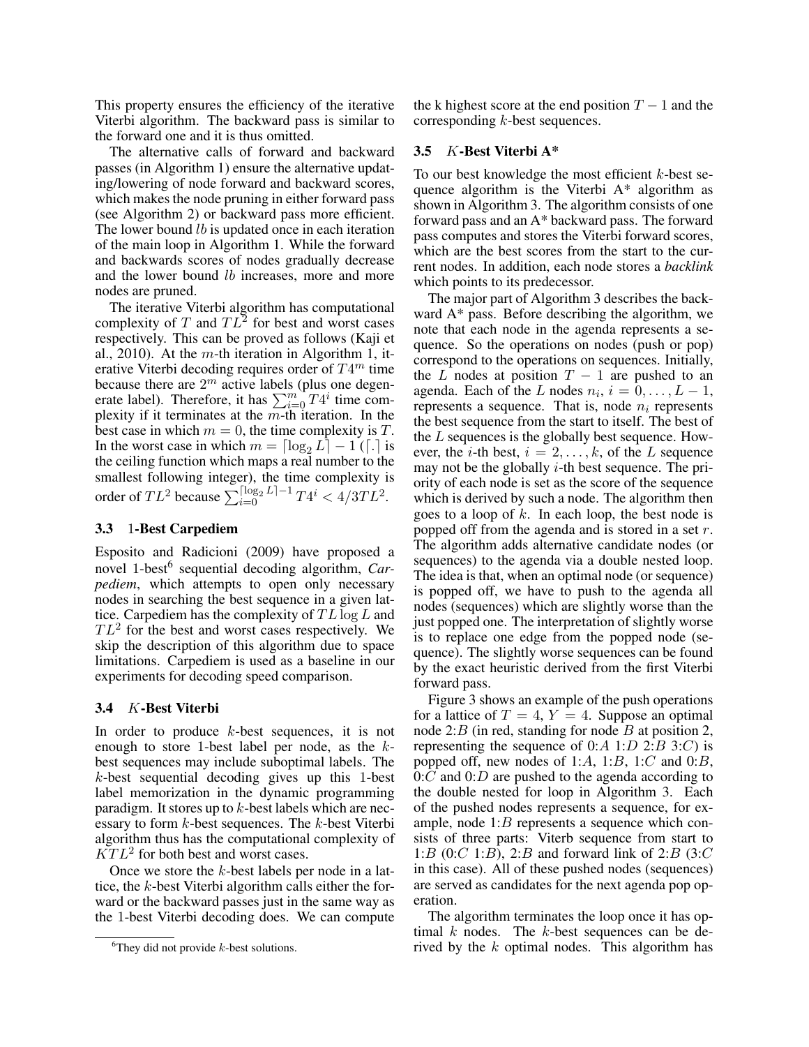This property ensures the efficiency of the iterative Viterbi algorithm. The backward pass is similar to the forward one and it is thus omitted.

The alternative calls of forward and backward passes (in Algorithm 1) ensure the alternative updating/lowering of node forward and backward scores, which makes the node pruning in either forward pass (see Algorithm 2) or backward pass more efficient. The lower bound $lb$ is updated once in each iteration of the main loop in Algorithm 1. While the forward and backwards scores of nodes gradually decrease and the lower bound $lb$ increases, more and more nodes are pruned.

The iterative Viterbi algorithm has computational complexity of $T$ and $TL^2$ for best and worst cases respectively. This can be proved as follows (Kaji et al., 2010). At the $m$-th iteration in Algorithm 1, iterative Viterbi decoding requires order of $T4^m$ time because there are $2^m$ active labels (plus one degenerate label). Therefore, it has $\sum_{i=0}^{m} T4^i$ time complexity if it terminates at the $m$-th iteration. In the best case in which $m = 0$, the time complexity is $T$. In the worst case in which $m = \lceil \log_2 L \rceil - 1$ ($\lceil . \rceil$ is the ceiling function which maps a real number to the smallest following integer), the time complexity is order of $TL^2$ because $\sum_{i=0}^{\lceil \log_2 L \rceil - 1} T4^i < 4/3TL^2$.

### 3.3 1-Best Carpediem

Esposito and Radicioni (2009) have proposed a novel 1-best[6] sequential decoding algorithm, *Carpediem*, which attempts to open only necessary nodes in searching the best sequence in a given lattice. Carpediem has the complexity of $TL \log L$ and $TL^2$ for the best and worst cases respectively. We skip the description of this algorithm due to space limitations. Carpediem is used as a baseline in our experiments for decoding speed comparison.

### 3.4 $K$-Best Viterbi

In order to produce $k$-best sequences, it is not enough to store 1-best label per node, as the $k$-best sequences may include suboptimal labels. The $k$-best sequential decoding gives up this 1-best label memorization in the dynamic programming paradigm. It stores up to $k$-best labels which are necessary to form $k$-best sequences. The $k$-best Viterbi algorithm thus has the computational complexity of $KTL^2$ for both best and worst cases.

Once we store the $k$-best labels per node in a lattice, the $k$-best Viterbi algorithm calls either the forward or the backward passes just in the same way as the 1-best Viterbi decoding does. We can compute the k highest score at the end position $T-1$ and the corresponding $k$-best sequences.

### 3.5 $K$-Best Viterbi A*

To our best knowledge the most efficient $k$-best sequence algorithm is the Viterbi A* algorithm as shown in Algorithm 3. The algorithm consists of one forward pass and an A* backward pass. The forward pass computes and stores the Viterbi forward scores, which are the best scores from the start to the current nodes. In addition, each node stores a *backlink* which points to its predecessor.

The major part of Algorithm 3 describes the backward A* pass. Before describing the algorithm, we note that each node in the agenda represents a sequence. So the operations on nodes (push or pop) correspond to the operations on sequences. Initially, the $L$ nodes at position $T-1$ are pushed to an agenda. Each of the $L$ nodes $n_i$, $i = 0, \ldots, L-1$, represents a sequence. That is, node $n_i$ represents the best sequence from the start to itself. The best of the $L$ sequences is the globally best sequence. However, the $i$-th best, $i = 2, \ldots, k$, of the $L$ sequence may not be the globally $i$-th best sequence. The priority of each node is set as the score of the sequence which is derived by such a node. The algorithm then goes to a loop of $k$. In each loop, the best node is popped off from the agenda and is stored in a set $r$. The algorithm adds alternative candidate nodes (or sequences) to the agenda via a double nested loop. The idea is that, when an optimal node (or sequence) is popped off, we have to push to the agenda all nodes (sequences) which are slightly worse than the just popped one. The interpretation of slightly worse is to replace one edge from the popped node (sequence). The slightly worse sequences can be found by the exact heuristic derived from the first Viterbi forward pass.

Figure 3 shows an example of the push operations for a lattice of $T = 4$, $Y = 4$. Suppose an optimal node 2:$B$ (in red, standing for node $B$ at position 2, representing the sequence of 0:$A$ 1:$D$ 2:$B$ 3:$C$) is popped off, new nodes of 1:$A$, 1:$B$, 1:$C$ and 0:$B$, 0:$C$ and 0:$D$ are pushed to the agenda according to the double nested for loop in Algorithm 3. Each of the pushed nodes represents a sequence, for example, node 1:$B$ represents a sequence which consists of three parts: Viterb sequence from start to 1:$B$ (0:$C$ 1:$B$), 2:$B$ and forward link of 2:$B$ (3:$C$ in this case). All of these pushed nodes (sequences) are served as candidates for the next agenda pop operation.

The algorithm terminates the loop once it has optimal $k$ nodes. The $k$-best sequences can be derived by the $k$ optimal nodes. This algorithm has

[6] They did not provide $k$-best solutions.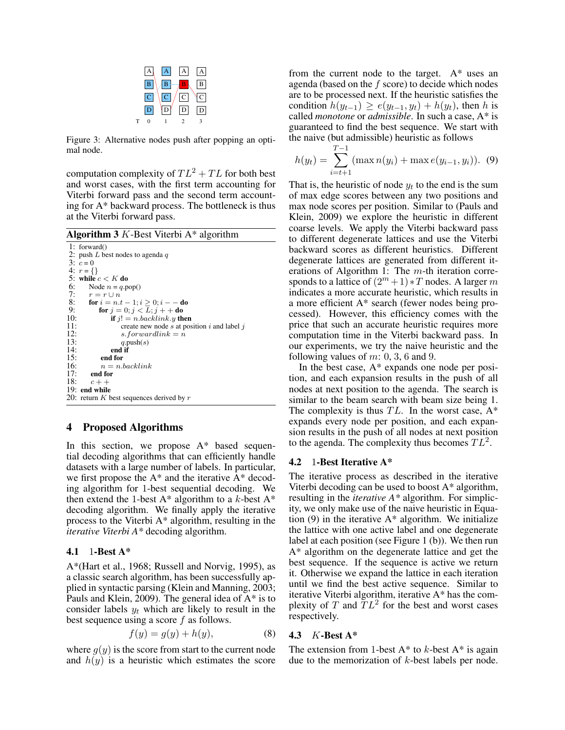Figure 3: Alternative nodes push after popping an optimal node.

computation complexity of $TL^2 + TL$ for both best and worst cases, with the first term accounting for Viterbi forward pass and the second term accounting for A* backward process. The bottleneck is thus at the Viterbi forward pass.

**Algorithm 3** $K$-Best Viterbi A* algorithm

```
1:  forward()
2:  push L best nodes to agenda q
3:  c = 0
4:  r = {}
5:  while c < K do
6:      Node n = q.pop()
7:      r = r ∪ n
8:      for i = n.t − 1; i ≥ 0; i − − do
9:          for j = 0; j < L; j + + do
10:             if j! = n.backlink.y then
11:                 create new node s at position i and label j
12:                 s.forwardlink = n
13:                 q.push(s)
14:             end if
15:         end for
16:         n = n.backlink
17:     end for
18:     c + +
19: end while
20: return K best sequences derived by r
```

## 4 Proposed Algorithms

In this section, we propose A* based sequential decoding algorithms that can efficiently handle datasets with a large number of labels. In particular, we first propose the A* and the iterative A* decoding algorithm for 1-best sequential decoding. We then extend the 1-best A* algorithm to a $k$-best A* decoding algorithm. We finally apply the iterative process to the Viterbi A* algorithm, resulting in the *iterative Viterbi A** decoding algorithm.

### 4.1 1-Best A*

A*(Hart et al., 1968; Russell and Norvig, 1995), as a classic search algorithm, has been successfully applied in syntactic parsing (Klein and Manning, 2003; Pauls and Klein, 2009). The general idea of A* is to consider labels $y_t$ which are likely to result in the best sequence using a score $f$ as follows.

$$f(y) = g(y) + h(y), \tag{8}$$

where $g(y)$ is the score from start to the current node and $h(y)$ is a heuristic which estimates the score from the current node to the target. A* uses an agenda (based on the $f$ score) to decide which nodes are to be processed next. If the heuristic satisfies the condition $h(y_{t-1}) \geq e(y_{t-1}, y_t) + h(y_t)$, then $h$ is called *monotone* or *admissible*. In such a case, A* is guaranteed to find the best sequence. We start with the naive (but admissible) heuristic as follows

$$h(y_t) = \sum_{i=t+1}^{T-1} (\max n(y_i) + \max e(y_{i-1}, y_i)). \tag{9}$$

That is, the heuristic of node $y_t$ to the end is the sum of max edge scores between any two positions and max node scores per position. Similar to (Pauls and Klein, 2009) we explore the heuristic in different coarse levels. We apply the Viterbi backward pass to different degenerate lattices and use the Viterbi backward scores as different heuristics. Different degenerate lattices are generated from different iterations of Algorithm 1: The $m$-th iteration corresponds to a lattice of $(2^m+1)*T$ nodes. A larger $m$ indicates a more accurate heuristic, which results in a more efficient A* search (fewer nodes being processed). However, this efficiency comes with the price that such an accurate heuristic requires more computation time in the Viterbi backward pass. In our experiments, we try the naive heuristic and the following values of $m$: 0, 3, 6 and 9.

In the best case, A* expands one node per position, and each expansion results in the push of all nodes at next position to the agenda. The search is similar to the beam search with beam size being 1. The complexity is thus $TL$. In the worst case, A* expands every node per position, and each expansion results in the push of all nodes at next position to the agenda. The complexity thus becomes $TL^2$.

### 4.2 1-Best Iterative A*

The iterative process as described in the iterative Viterbi decoding can be used to boost A* algorithm, resulting in the *iterative A** algorithm. For simplicity, we only make use of the naive heuristic in Equation (9) in the iterative A* algorithm. We initialize the lattice with one active label and one degenerate label at each position (see Figure 1 (b)). We then run A* algorithm on the degenerate lattice and get the best sequence. If the sequence is active we return it. Otherwise we expand the lattice in each iteration until we find the best active sequence. Similar to iterative Viterbi algorithm, iterative A* has the complexity of $T$ and $TL^2$ for the best and worst cases respectively.

### 4.3 $K$-Best A*

The extension from 1-best A* to $k$-best A* is again due to the memorization of $k$-best labels per node.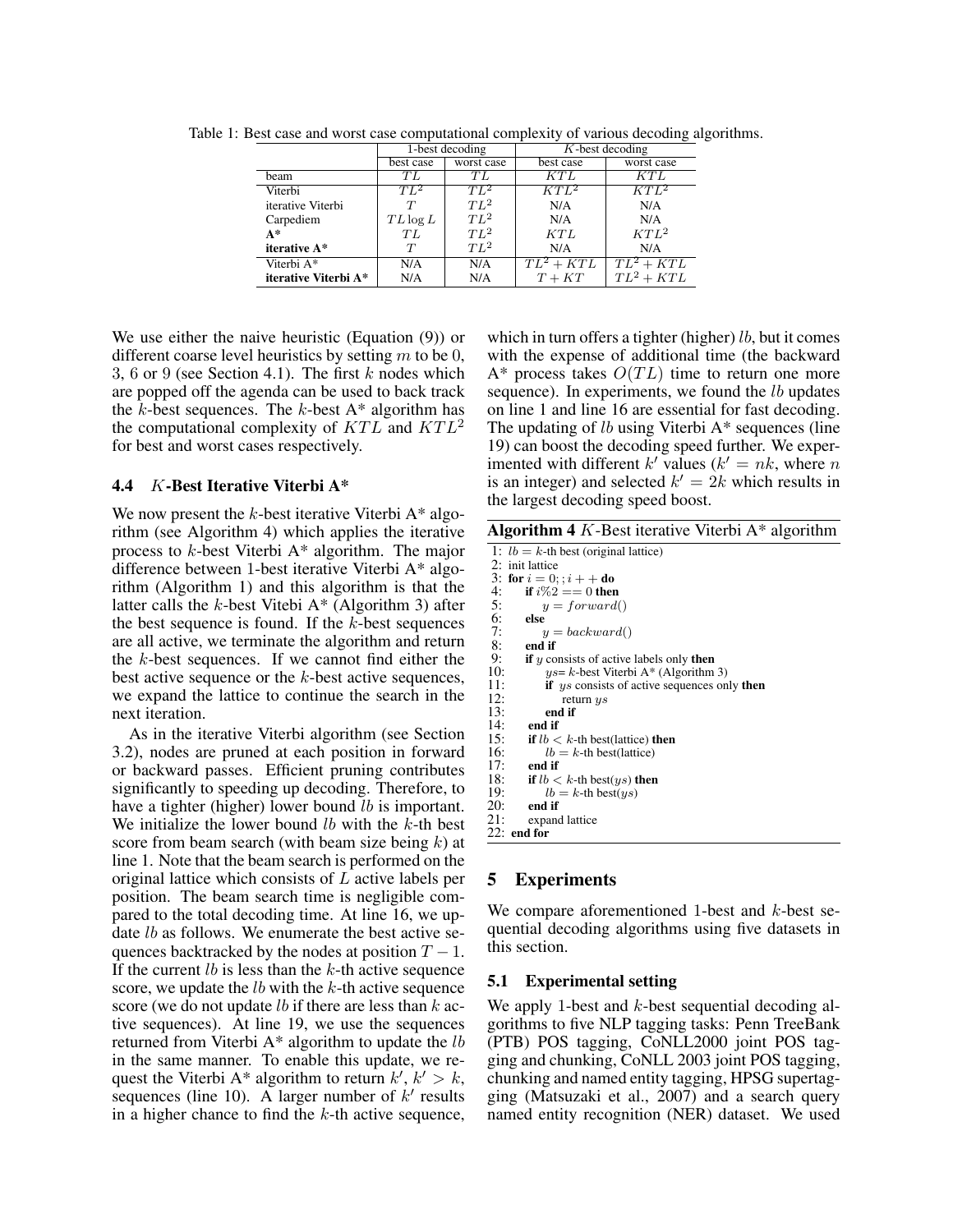Table 1: Best case and worst case computational complexity of various decoding algorithms.

| | 1-best decoding | | $K$-best decoding | |
|---|---|---|---|---|
| | best case | worst case | best case | worst case |
| beam | $TL$ | $TL$ | $KTL$ | $KTL$ |
| Viterbi | $TL^2$ | $TL^2$ | $KTL^2$ | $KTL^2$ |
| iterative Viterbi | $T$ | $TL^2$ | N/A | N/A |
| Carpediem | $TL\log L$ | $TL^2$ | N/A | N/A |
| **A*** | $TL$ | $TL^2$ | $KTL$ | $KTL^2$ |
| **iterative A*** | $T$ | $TL^2$ | N/A | N/A |
| Viterbi A* | N/A | N/A | $TL^2 + KTL$ | $TL^2 + KTL$ |
| **iterative Viterbi A*** | N/A | N/A | $T + KT$ | $TL^2 + KTL$ |

We use either the naive heuristic (Equation (9)) or different coarse level heuristics by setting $m$ to be 0, 3, 6 or 9 (see Section 4.1). The first $k$ nodes which are popped off the agenda can be used to back track the $k$-best sequences. The $k$-best A* algorithm has the computational complexity of $KTL$ and $KTL^2$ for best and worst cases respectively.

### 4.4 $K$-Best Iterative Viterbi A*

We now present the $k$-best iterative Viterbi A* algorithm (see Algorithm 4) which applies the iterative process to $k$-best Viterbi A* algorithm. The major difference between 1-best iterative Viterbi A* algorithm (Algorithm 1) and this algorithm is that the latter calls the $k$-best Vitebi A* (Algorithm 3) after the best sequence is found. If the $k$-best sequences are all active, we terminate the algorithm and return the $k$-best sequences. If we cannot find either the best active sequence or the $k$-best active sequences, we expand the lattice to continue the search in the next iteration.

As in the iterative Viterbi algorithm (see Section 3.2), nodes are pruned at each position in forward or backward passes. Efficient pruning contributes significantly to speeding up decoding. Therefore, to have a tighter (higher) lower bound $lb$ is important. We initialize the lower bound $lb$ with the $k$-th best score from beam search (with beam size being $k$) at line 1. Note that the beam search is performed on the original lattice which consists of $L$ active labels per position. The beam search time is negligible compared to the total decoding time. At line 16, we update $lb$ as follows. We enumerate the best active sequences backtracked by the nodes at position $T-1$. If the current $lb$ is less than the $k$-th active sequence score, we update the $lb$ with the $k$-th active sequence score (we do not update $lb$ if there are less than $k$ active sequences). At line 19, we use the sequences returned from Viterbi A* algorithm to update the $lb$ in the same manner. To enable this update, we request the Viterbi A* algorithm to return $k'$, $k' > k$, sequences (line 10). A larger number of $k'$ results in a higher chance to find the $k$-th active sequence, which in turn offers a tighter (higher) $lb$, but it comes with the expense of additional time (the backward A* process takes $O(TL)$ time to return one more sequence). In experiments, we found the $lb$ updates on line 1 and line 16 are essential for fast decoding. The updating of $lb$ using Viterbi A* sequences (line 19) can boost the decoding speed further. We experimented with different $k'$ values ($k' = nk$, where $n$ is an integer) and selected $k' = 2k$ which results in the largest decoding speed boost.

**Algorithm 4** $K$-Best iterative Viterbi A* algorithm

```
1:  lb = k-th best (original lattice)
2:  init lattice
3:  for i = 0; ; i++ do
4:      if i%2 == 0 then
5:          y = forward()
6:      else
7:          y = backward()
8:      end if
9:      if y consists of active labels only then
10:         ys= k-best Viterbi A* (Algorithm 3)
11:         if ys consists of active sequences only then
12:             return ys
13:         end if
14:     end if
15:     if lb < k-th best(lattice) then
16:         lb = k-th best(lattice)
17:     end if
18:     if lb < k-th best(ys) then
19:         lb = k-th best(ys)
20:     end if
21:     expand lattice
22: end for
```

## 5 Experiments

We compare aforementioned 1-best and $k$-best sequential decoding algorithms using five datasets in this section.

### 5.1 Experimental setting

We apply 1-best and $k$-best sequential decoding algorithms to five NLP tagging tasks: Penn TreeBank (PTB) POS tagging, CoNLL2000 joint POS tagging and chunking, CoNLL 2003 joint POS tagging, chunking and named entity tagging, HPSG supertagging (Matsuzaki et al., 2007) and a search query named entity recognition (NER) dataset. We used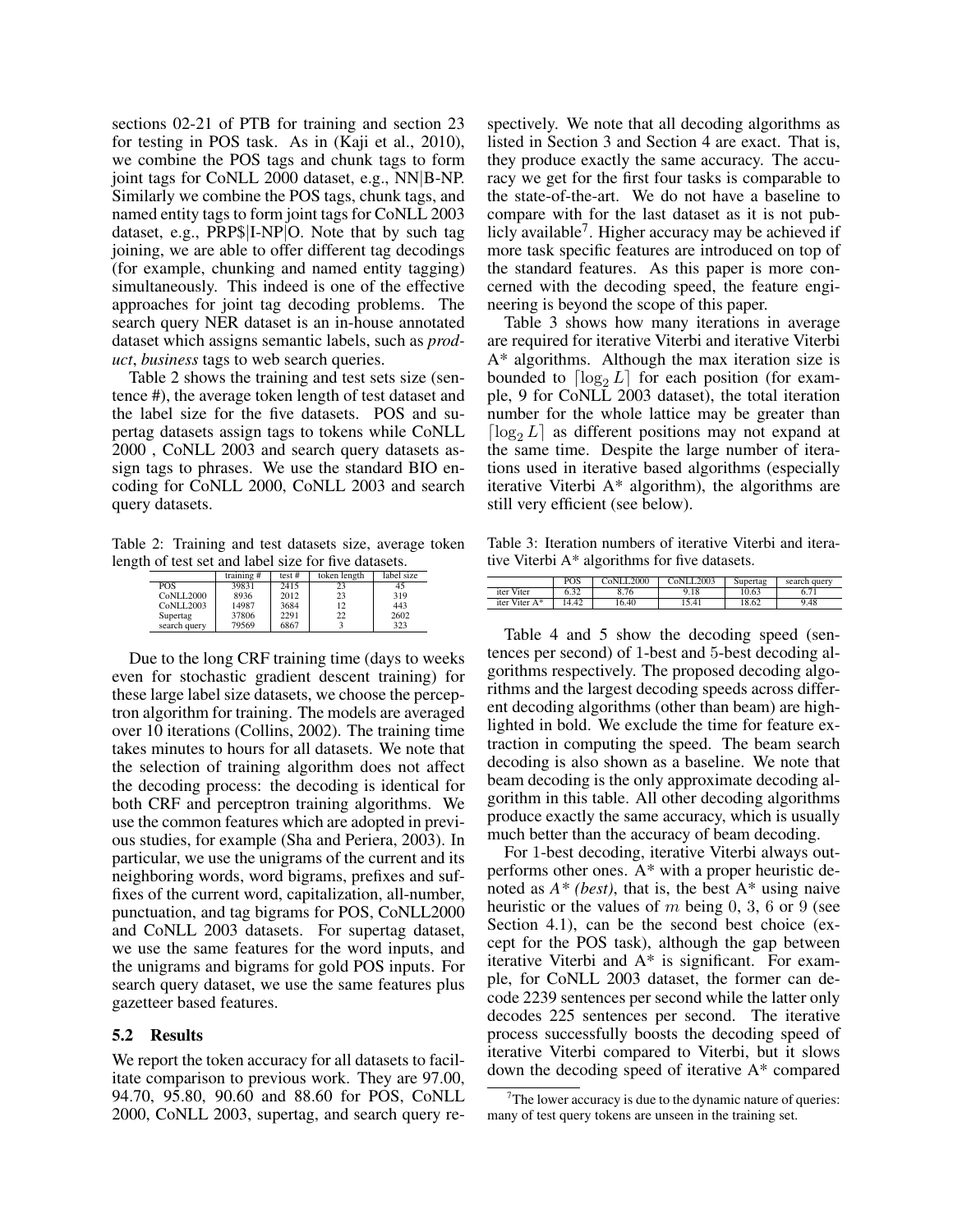sections 02-21 of PTB for training and section 23 for testing in POS task. As in (Kaji et al., 2010), we combine the POS tags and chunk tags to form joint tags for CoNLL 2000 dataset, e.g., NN|B-NP. Similarly we combine the POS tags, chunk tags, and named entity tags to form joint tags for CoNLL 2003 dataset, e.g., PRP$|I-NP|O. Note that by such tag joining, we are able to offer different tag decodings (for example, chunking and named entity tagging) simultaneously. This indeed is one of the effective approaches for joint tag decoding problems. The search query NER dataset is an in-house annotated dataset which assigns semantic labels, such as *product*, *business* tags to web search queries.

Table 2 shows the training and test sets size (sentence #), the average token length of test dataset and the label size for the five datasets. POS and supertag datasets assign tags to tokens while CoNLL 2000 , CoNLL 2003 and search query datasets assign tags to phrases. We use the standard BIO encoding for CoNLL 2000, CoNLL 2003 and search query datasets.

Table 2: Training and test datasets size, average token length of test set and label size for five datasets.

| | training # | test # | token length | label size |
|---|---|---|---|---|
| POS | 39831 | 2415 | 23 | 45 |
| CoNLL2000 | 8936 | 2012 | 23 | 319 |
| CoNLL2003 | 14987 | 3684 | 12 | 443 |
| Supertag | 37806 | 2291 | 22 | 2602 |
| search query | 79569 | 6867 | 3 | 323 |

Due to the long CRF training time (days to weeks even for stochastic gradient descent training) for these large label size datasets, we choose the perceptron algorithm for training. The models are averaged over 10 iterations (Collins, 2002). The training time takes minutes to hours for all datasets. We note that the selection of training algorithm does not affect the decoding process: the decoding is identical for both CRF and perceptron training algorithms. We use the common features which are adopted in previous studies, for example (Sha and Periera, 2003). In particular, we use the unigrams of the current and its neighboring words, word bigrams, prefixes and suffixes of the current word, capitalization, all-number, punctuation, and tag bigrams for POS, CoNLL2000 and CoNLL 2003 datasets. For supertag dataset, we use the same features for the word inputs, and the unigrams and bigrams for gold POS inputs. For search query dataset, we use the same features plus gazetteer based features.

## 5.2 Results

We report the token accuracy for all datasets to facilitate comparison to previous work. They are 97.00, 94.70, 95.80, 90.60 and 88.60 for POS, CoNLL 2000, CoNLL 2003, supertag, and search query respectively. We note that all decoding algorithms as listed in Section 3 and Section 4 are exact. That is, they produce exactly the same accuracy. The accuracy we get for the first four tasks is comparable to the state-of-the-art. We do not have a baseline to compare with for the last dataset as it is not publicly available[7]. Higher accuracy may be achieved if more task specific features are introduced on top of the standard features. As this paper is more concerned with the decoding speed, the feature engineering is beyond the scope of this paper.

Table 3 shows how many iterations in average are required for iterative Viterbi and iterative Viterbi A* algorithms. Although the max iteration size is bounded to $\lceil \log_2 L \rceil$ for each position (for example, 9 for CoNLL 2003 dataset), the total iteration number for the whole lattice may be greater than $\lceil \log_2 L \rceil$ as different positions may not expand at the same time. Despite the large number of iterations used in iterative based algorithms (especially iterative Viterbi A* algorithm), the algorithms are still very efficient (see below).

Table 3: Iteration numbers of iterative Viterbi and iterative Viterbi A* algorithms for five datasets.

| | POS | CoNLL2000 | CoNLL2003 | Supertag | search query |
|---|---|---|---|---|---|
| iter Viter | 6.32 | 8.76 | 9.18 | 10.63 | 6.71 |
| iter Viter A* | 14.42 | 16.40 | 15.41 | 18.62 | 9.48 |

Table 4 and 5 show the decoding speed (sentences per second) of 1-best and 5-best decoding algorithms respectively. The proposed decoding algorithms and the largest decoding speeds across different decoding algorithms (other than beam) are highlighted in bold. We exclude the time for feature extraction in computing the speed. The beam search decoding is also shown as a baseline. We note that beam decoding is the only approximate decoding algorithm in this table. All other decoding algorithms produce exactly the same accuracy, which is usually much better than the accuracy of beam decoding.

For 1-best decoding, iterative Viterbi always outperforms other ones. A* with a proper heuristic denoted as *A* (best)*, that is, the best A* using naive heuristic or the values of $m$ being 0, 3, 6 or 9 (see Section 4.1), can be the second best choice (except for the POS task), although the gap between iterative Viterbi and A* is significant. For example, for CoNLL 2003 dataset, the former can decode 2239 sentences per second while the latter only decodes 225 sentences per second. The iterative process successfully boosts the decoding speed of iterative Viterbi compared to Viterbi, but it slows down the decoding speed of iterative A* compared

[7] The lower accuracy is due to the dynamic nature of queries: many of test query tokens are unseen in the training set.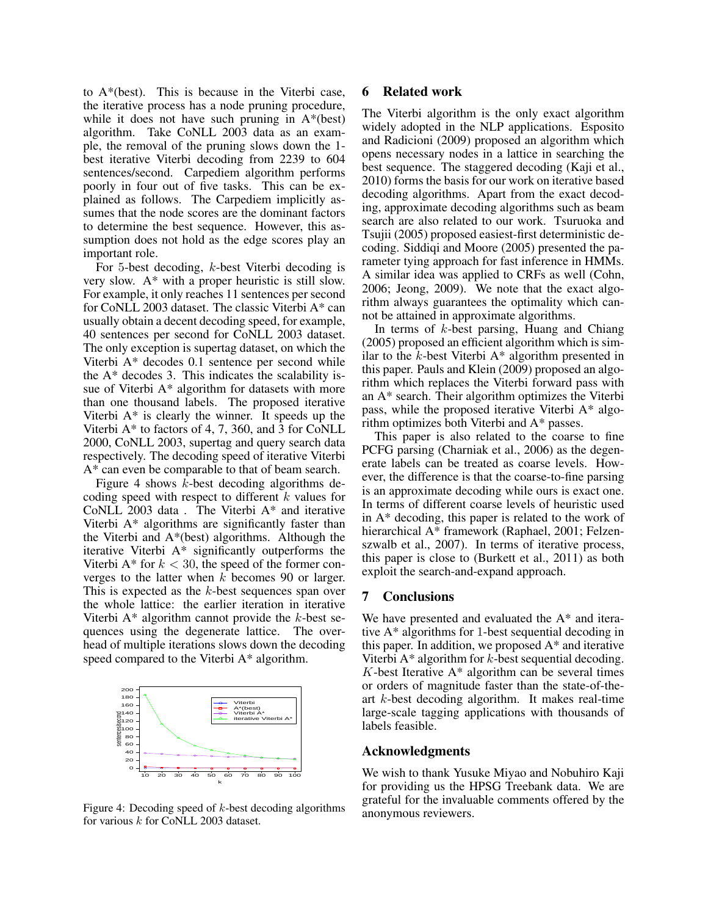to A*(best). This is because in the Viterbi case, the iterative process has a node pruning procedure, while it does not have such pruning in A*(best) algorithm. Take CoNLL 2003 data as an example, the removal of the pruning slows down the 1-best iterative Viterbi decoding from 2239 to 604 sentences/second. Carpediem algorithm performs poorly in four out of five tasks. This can be explained as follows. The Carpediem implicitly assumes that the node scores are the dominant factors to determine the best sequence. However, this assumption does not hold as the edge scores play an important role.

For 5-best decoding, $k$-best Viterbi decoding is very slow. A* with a proper heuristic is still slow. For example, it only reaches 11 sentences per second for CoNLL 2003 dataset. The classic Viterbi A* can usually obtain a decent decoding speed, for example, 40 sentences per second for CoNLL 2003 dataset. The only exception is supertag dataset, on which the Viterbi A* decodes 0.1 sentence per second while the A* decodes 3. This indicates the scalability issue of Viterbi A* algorithm for datasets with more than one thousand labels. The proposed iterative Viterbi A* is clearly the winner. It speeds up the Viterbi A* to factors of 4, 7, 360, and 3 for CoNLL 2000, CoNLL 2003, supertag and query search data respectively. The decoding speed of iterative Viterbi A* can even be comparable to that of beam search.

Figure 4 shows $k$-best decoding algorithms decoding speed with respect to different $k$ values for CoNLL 2003 data . The Viterbi A* and iterative Viterbi A* algorithms are significantly faster than the Viterbi and A*(best) algorithms. Although the iterative Viterbi A* significantly outperforms the Viterbi A* for $k < 30$, the speed of the former converges to the latter when $k$ becomes 90 or larger. This is expected as the $k$-best sequences span over the whole lattice: the earlier iteration in iterative Viterbi A* algorithm cannot provide the $k$-best sequences using the degenerate lattice. The overhead of multiple iterations slows down the decoding speed compared to the Viterbi A* algorithm.

Figure 4: Decoding speed of $k$-best decoding algorithms for various $k$ for CoNLL 2003 dataset.

## 6 Related work

The Viterbi algorithm is the only exact algorithm widely adopted in the NLP applications. Esposito and Radicioni (2009) proposed an algorithm which opens necessary nodes in a lattice in searching the best sequence. The staggered decoding (Kaji et al., 2010) forms the basis for our work on iterative based decoding algorithms. Apart from the exact decoding, approximate decoding algorithms such as beam search are also related to our work. Tsuruoka and Tsujii (2005) proposed easiest-first deterministic decoding. Siddiqi and Moore (2005) presented the parameter tying approach for fast inference in HMMs. A similar idea was applied to CRFs as well (Cohn, 2006; Jeong, 2009). We note that the exact algorithm always guarantees the optimality which cannot be attained in approximate algorithms.

In terms of $k$-best parsing, Huang and Chiang (2005) proposed an efficient algorithm which is similar to the $k$-best Viterbi A* algorithm presented in this paper. Pauls and Klein (2009) proposed an algorithm which replaces the Viterbi forward pass with an A* search. Their algorithm optimizes the Viterbi pass, while the proposed iterative Viterbi A* algorithm optimizes both Viterbi and A* passes.

This paper is also related to the coarse to fine PCFG parsing (Charniak et al., 2006) as the degenerate labels can be treated as coarse levels. However, the difference is that the coarse-to-fine parsing is an approximate decoding while ours is exact one. In terms of different coarse levels of heuristic used in A* decoding, this paper is related to the work of hierarchical A* framework (Raphael, 2001; Felzenszwalb et al., 2007). In terms of iterative process, this paper is close to (Burkett et al., 2011) as both exploit the search-and-expand approach.

## 7 Conclusions

We have presented and evaluated the A* and iterative A* algorithms for 1-best sequential decoding in this paper. In addition, we proposed A* and iterative Viterbi A* algorithm for $k$-best sequential decoding. $K$-best Iterative A* algorithm can be several times or orders of magnitude faster than the state-of-the-art $k$-best decoding algorithm. It makes real-time large-scale tagging applications with thousands of labels feasible.

## Acknowledgments

We wish to thank Yusuke Miyao and Nobuhiro Kaji for providing us the HPSG Treebank data. We are grateful for the invaluable comments offered by the anonymous reviewers.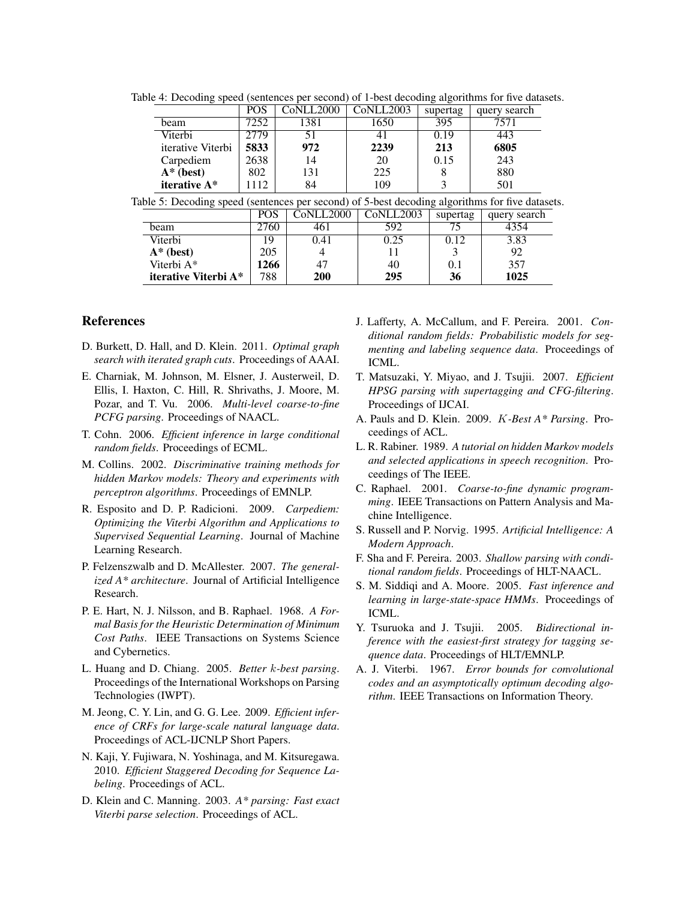Table 4: Decoding speed (sentences per second) of 1-best decoding algorithms for five datasets.

| | POS | CoNLL2000 | CoNLL2003 | supertag | query search |
|---|---|---|---|---|---|
| beam | 7252 | 1381 | 1650 | 395 | 7571 |
| Viterbi | 2779 | 51 | 41 | 0.19 | 443 |
| iterative Viterbi | **5833** | **972** | **2239** | **213** | **6805** |
| Carpediem | 2638 | 14 | 20 | 0.15 | 243 |
| **A* (best)** | 802 | 131 | 225 | 8 | 880 |
| **iterative A*** | 1112 | 84 | 109 | 3 | 501 |

Table 5: Decoding speed (sentences per second) of 5-best decoding algorithms for five datasets.

| | POS | CoNLL2000 | CoNLL2003 | supertag | query search |
|---|---|---|---|---|---|
| beam | 2760 | 461 | 592 | 75 | 4354 |
| Viterbi | 19 | 0.41 | 0.25 | 0.12 | 3.83 |
| **A* (best)** | 205 | 4 | 11 | 3 | 92 |
| Viterbi A* | **1266** | 47 | 40 | 0.1 | 357 |
| **iterative Viterbi A*** | 788 | **200** | **295** | **36** | **1025** |

## References

D. Burkett, D. Hall, and D. Klein. 2011. *Optimal graph search with iterated graph cuts*. Proceedings of AAAI.

E. Charniak, M. Johnson, M. Elsner, J. Austerweil, D. Ellis, I. Haxton, C. Hill, R. Shrivaths, J. Moore, M. Pozar, and T. Vu. 2006. *Multi-level coarse-to-fine PCFG parsing*. Proceedings of NAACL.

T. Cohn. 2006. *Efficient inference in large conditional random fields*. Proceedings of ECML.

M. Collins. 2002. *Discriminative training methods for hidden Markov models: Theory and experiments with perceptron algorithms*. Proceedings of EMNLP.

R. Esposito and D. P. Radicioni. 2009. *Carpediem: Optimizing the Viterbi Algorithm and Applications to Supervised Sequential Learning*. Journal of Machine Learning Research.

P. Felzenszwalb and D. McAllester. 2007. *The generalized A* architecture*. Journal of Artificial Intelligence Research.

P. E. Hart, N. J. Nilsson, and B. Raphael. 1968. *A Formal Basis for the Heuristic Determination of Minimum Cost Paths*. IEEE Transactions on Systems Science and Cybernetics.

L. Huang and D. Chiang. 2005. *Better $k$-best parsing*. Proceedings of the International Workshops on Parsing Technologies (IWPT).

M. Jeong, C. Y. Lin, and G. G. Lee. 2009. *Efficient inference of CRFs for large-scale natural language data*. Proceedings of ACL-IJCNLP Short Papers.

N. Kaji, Y. Fujiwara, N. Yoshinaga, and M. Kitsuregawa. 2010. *Efficient Staggered Decoding for Sequence Labeling*. Proceedings of ACL.

D. Klein and C. Manning. 2003. *A* parsing: Fast exact Viterbi parse selection*. Proceedings of ACL.

J. Lafferty, A. McCallum, and F. Pereira. 2001. *Conditional random fields: Probabilistic models for segmenting and labeling sequence data*. Proceedings of ICML.

T. Matsuzaki, Y. Miyao, and J. Tsujii. 2007. *Efficient HPSG parsing with supertagging and CFG-filtering*. Proceedings of IJCAI.

A. Pauls and D. Klein. 2009. *$K$-Best A* Parsing*. Proceedings of ACL.

L. R. Rabiner. 1989. *A tutorial on hidden Markov models and selected applications in speech recognition*. Proceedings of The IEEE.

C. Raphael. 2001. *Coarse-to-fine dynamic programming*. IEEE Transactions on Pattern Analysis and Machine Intelligence.

S. Russell and P. Norvig. 1995. *Artificial Intelligence: A Modern Approach*.

F. Sha and F. Pereira. 2003. *Shallow parsing with conditional random fields*. Proceedings of HLT-NAACL.

S. M. Siddiqi and A. Moore. 2005. *Fast inference and learning in large-state-space HMMs*. Proceedings of ICML.

Y. Tsuruoka and J. Tsujii. 2005. *Bidirectional inference with the easiest-first strategy for tagging sequence data*. Proceedings of HLT/EMNLP.

A. J. Viterbi. 1967. *Error bounds for convolutional codes and an asymptotically optimum decoding algorithm*. IEEE Transactions on Information Theory.